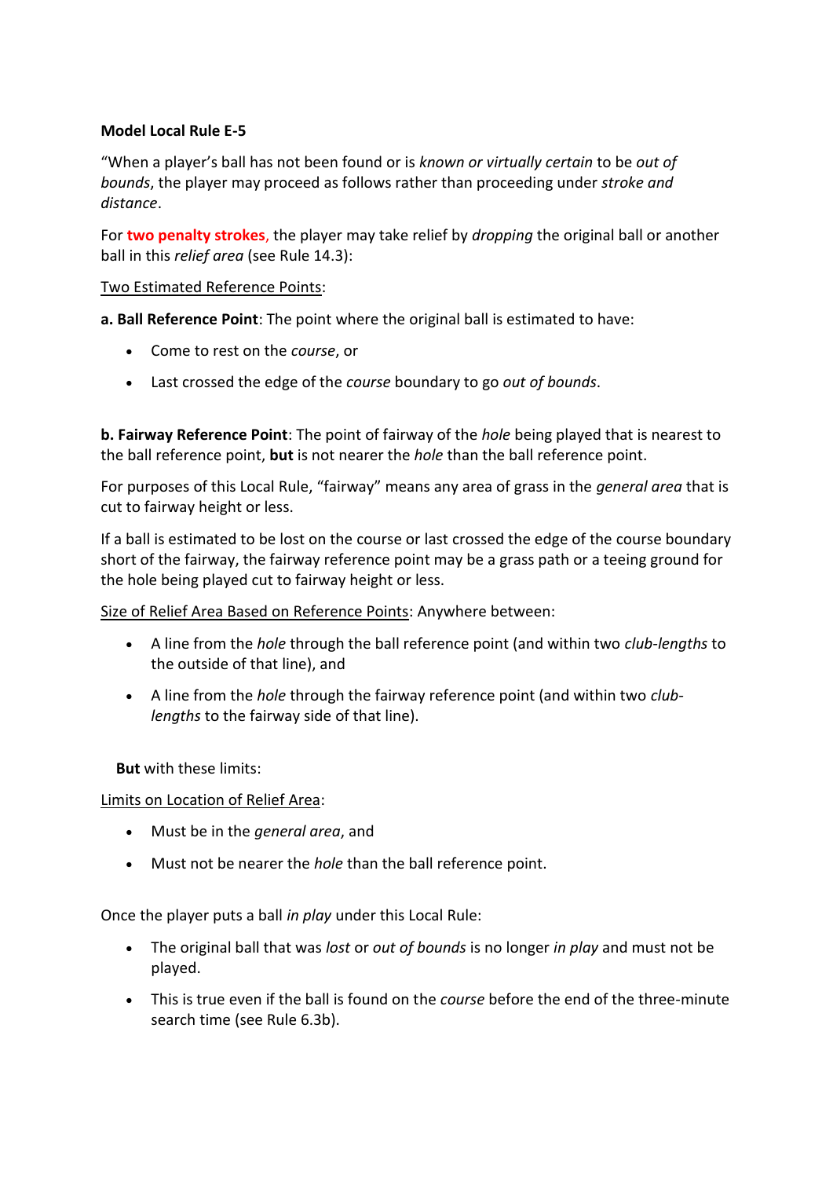**Model Local Rule E-5**

"When a player's ball has not been found or is *known or virtually certain* to be *out of bounds*, the player may proceed as follows rather than proceeding under *stroke and distance*.

For **two penalty strokes**, the player may take relief by *dropping* the original ball or another ball in this *relief area* (see Rule 14.3):

<u>Two Estimated Reference Points</u>:

**a. Ball Reference Point**: The point where the original ball is estimated to have:

- Come to rest on the *course*, or
- Last crossed the edge of the *course* boundary to go *out of bounds*.

**b. Fairway Reference Point**: The point of fairway of the *hole* being played that is nearest to the ball reference point, **but** is not nearer the *hole* than the ball reference point.

For purposes of this Local Rule, "fairway" means any area of grass in the *general area* that is cut to fairway height or less.

If a ball is estimated to be lost on the course or last crossed the edge of the course boundary short of the fairway, the fairway reference point may be a grass path or a teeing ground for the hole being played cut to fairway height or less.

<u>Size of Relief Area Based on Reference Points</u>: Anywhere between:

- A line from the *hole* through the ball reference point (and within two *club-lengths* to the outside of that line), and
- A line from the *hole* through the fairway reference point (and within two *club-lengths* to the fairway side of that line).

**But** with these limits:

<u>Limits on Location of Relief Area</u>:

- Must be in the *general area*, and
- Must not be nearer the *hole* than the ball reference point.

Once the player puts a ball *in play* under this Local Rule:

- The original ball that was *lost* or *out of bounds* is no longer *in play* and must not be played.
- This is true even if the ball is found on the *course* before the end of the three-minute search time (see Rule 6.3b).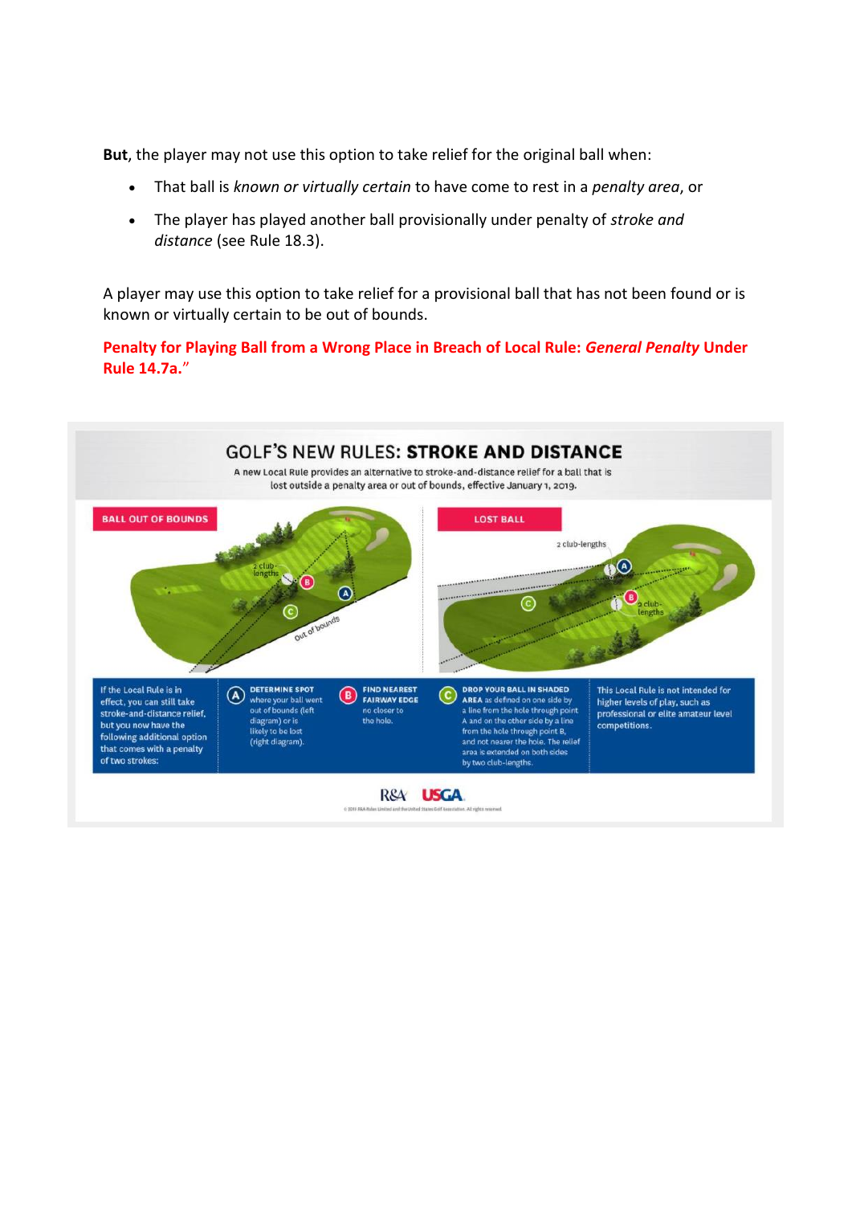**But**, the player may not use this option to take relief for the original ball when:

- That ball is *known or virtually certain* to have come to rest in a *penalty area*, or
- The player has played another ball provisionally under penalty of *stroke and distance* (see Rule 18.3).

A player may use this option to take relief for a provisional ball that has not been found or is known or virtually certain to be out of bounds.

**Penalty for Playing Ball from a Wrong Place in Breach of Local Rule: *General Penalty* Under Rule 14.7a.**"

GOLF'S NEW RULES: **STROKE AND DISTANCE**

A new Local Rule provides an alternative to stroke-and-distance relief for a ball that is lost outside a penalty area or out of bounds, effective January 1, 2019.

BALL OUT OF BOUNDS

2 club-lengths

Out of bounds

LOST BALL

2 club-lengths

2 club-lengths

If the Local Rule is in effect, you can still take stroke-and-distance relief, but you now have the following additional option that comes with a penalty of two strokes:

(A) DETERMINE SPOT where your ball went out of bounds (left diagram) or is likely to be lost (right diagram).

(B) FIND NEAREST FAIRWAY EDGE no closer to the hole.

(C) DROP YOUR BALL IN SHADED AREA as defined on one side by a line from the hole through point A and on the other side by a line from the hole through point B, and not nearer the hole. The relief area is extended on both sides by two club-lengths.

This Local Rule is not intended for higher levels of play, such as professional or elite amateur level competitions.

R&A USGA